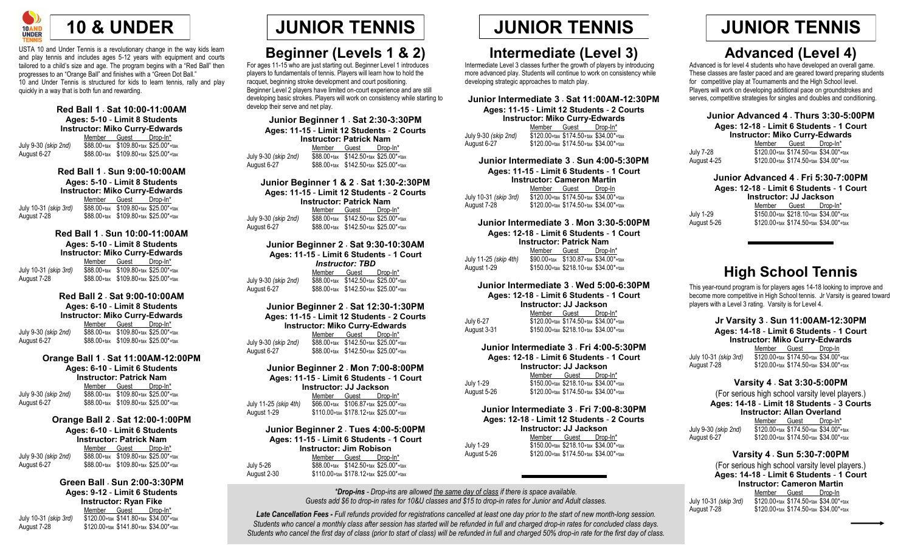# 10 & UNDER

USTA 10 and Under Tennis is a revolutionary change in the way kids learn and play tennis and includes ages 5-12 years with equipment and courts tailored to a child's size and age. The program begins with a "Red Ball" then progresses to an "Orange Ball" and finishes with a "Green Dot Ball."
10 and Under Tennis is structured for kids to learn tennis, rally and play quickly in a way that is both fun and rewarding.

### Red Ball 1 . Sat 10:00-11:00AM
**Ages: 5-10 - Limit 8 Students**
**Instructor: Miko Curry-Edwards**

| | Member | Guest | Drop-In* |
|---|---|---|---|
| July 9-30 *(skip 2nd)* | $88.00+tax | $109.80+tax | $25.00*+tax |
| August 6-27 | $88.00+tax | $109.80+tax | $25.00*+tax |

### Red Ball 1 . Sun 9:00-10:00AM
**Ages: 5-10 - Limit 8 Students**
**Instructor: Miko Curry-Edwards**

| | Member | Guest | Drop-In* |
|---|---|---|---|
| July 10-31 *(skip 3rd)* | $88.00+tax | $109.80+tax | $25.00*+tax |
| August 7-28 | $88.00+tax | $109.80+tax | $25.00*+tax |

### Red Ball 1 . Sun 10:00-11:00AM
**Ages: 5-10 - Limit 8 Students**
**Instructor: Miko Curry-Edwards**

| | Member | Guest | Drop-In* |
|---|---|---|---|
| July 10-31 *(skip 3rd)* | $88.00+tax | $109.80+tax | $25.00*+tax |
| August 7-28 | $88.00+tax | $109.80+tax | $25.00*+tax |

### Red Ball 2 . Sat 9:00-10:00AM
**Ages: 6-10 - Limit 8 Students**
**Instructor: Miko Curry-Edwards**

| | Member | Guest | Drop-In* |
|---|---|---|---|
| July 9-30 *(skip 2nd)* | $88.00+tax | $109.80+tax | $25.00*+tax |
| August 6-27 | $88.00+tax | $109.80+tax | $25.00*+tax |

### Orange Ball 1 . Sat 11:00AM-12:00PM
**Ages: 6-10 - Limit 6 Students**
**Instructor: Patrick Nam**

| | Member | Guest | Drop-In* |
|---|---|---|---|
| July 9-30 *(skip 2nd)* | $88.00+tax | $109.80+tax | $25.00*+tax |
| August 6-27 | $88.00+tax | $109.80+tax | $25.00*+tax |

### Orange Ball 2 . Sat 12:00-1:00PM
**Ages: 6-10 - Limit 6 Students**
**Instructor: Patrick Nam**

| | Member | Guest | Drop-In* |
|---|---|---|---|
| July 9-30 *(skip 2nd)* | $88.00+tax | $109.80+tax | $25.00*+tax |
| August 6-27 | $88.00+tax | $109.80+tax | $25.00*+tax |

### Green Ball . Sun 2:00-3:30PM
**Ages: 9-12 - Limit 6 Students**
**Instructor: Ryan Fike**

| | Member | Guest | Drop-In* |
|---|---|---|---|
| July 10-31 *(skip 3rd)* | $120.00+tax | $141.80+tax | $34.00*+tax |
| August 7-28 | $120.00+tax | $141.80+tax | $34.00*+tax |

# JUNIOR TENNIS

## Beginner (Levels 1 & 2)

For ages 11-15 who are just starting out. Beginner Level 1 introduces players to fundamentals of tennis. Players will learn how to hold the racquet, beginning stroke development and court positioning.
Beginner Level 2 players have limited on-court experience and are still developing basic strokes. Players will work on consistency while starting to develop their serve and net play.

### Junior Beginner 1 . Sat 2:30-3:30PM
**Ages: 11-15 - Limit 12 Students - 2 Courts**
**Instructor: Patrick Nam**

| | Member | Guest | Drop-In* |
|---|---|---|---|
| July 9-30 *(skip 2nd)* | $88.00+tax | $142.50+tax | $25.00*+tax |
| August 6-27 | $88.00+tax | $142.50+tax | $25.00*+tax |

### Junior Beginner 1 & 2 . Sat 1:30-2:30PM
**Ages: 11-15 - Limit 12 Students - 2 Courts**
**Instructor: Patrick Nam**

| | Member | Guest | Drop-In* |
|---|---|---|---|
| July 9-30 *(skip 2nd)* | $88.00+tax | $142.50+tax | $25.00*+tax |
| August 6-27 | $88.00+tax | $142.50+tax | $25.00*+tax |

### Junior Beginner 2 . Sat 9:30-10:30AM
**Ages: 11-15 - Limit 6 Students - 1 Court**
***Instructor: TBD***

| | Member | Guest | Drop-In* |
|---|---|---|---|
| July 9-30 *(skip 2nd)* | $88.00+tax | $142.50+tax | $25.00*+tax |
| August 6-27 | $88.00+tax | $142.50+tax | $25.00*+tax |

### Junior Beginner 2 . Sat 12:30-1:30PM
**Ages: 11-15 - Limit 12 Students - 2 Courts**
**Instructor: Miko Curry-Edwards**

| | Member | Guest | Drop-In* |
|---|---|---|---|
| July 9-30 *(skip 2nd)* | $88.00+tax | $142.50+tax | $25.00*+tax |
| August 6-27 | $88.00+tax | $142.50+tax | $25.00*+tax |

### Junior Beginner 2 . Mon 7:00-8:00PM
**Ages: 11-15 - Limit 6 Students - 1 Court**
**Instructor: JJ Jackson**

| | Member | Guest | Drop-In* |
|---|---|---|---|
| July 11-25 *(skip 4th)* | $66.00+tax | $106.87+tax | $25.00*+tax |
| August 1-29 | $110.00+tax | $178.12+tax | $25.00*+tax |

### Junior Beginner 2 . Tues 4:00-5:00PM
**Ages: 11-15 - Limit 6 Students - 1 Court**
**Instructor: Jim Robison**

| | Member | Guest | Drop-In* |
|---|---|---|---|
| July 5-26 | $88.00+tax | $142.50+tax | $25.00*+tax |
| August 2-30 | $110.00+tax | $178.12+tax | $25.00*+tax |

# JUNIOR TENNIS

## Intermediate (Level 3)

Intermediate Level 3 classes further the growth of players by introducing more advanced play. Students will continue to work on consistency while developing strategic approaches to match play.

### Junior Intermediate 3 . Sat 11:00AM-12:30PM
**Ages: 11-15 - Limit 12 Students - 2 Courts**
**Instructor: Miko Curry-Edwards**

| | Member | Guest | Drop-In* |
|---|---|---|---|
| July 9-30 *(skip 2nd)* | $120.00+tax | $174.50+tax | $34.00*+tax |
| August 6-27 | $120.00+tax | $174.50+tax | $34.00*+tax |

### Junior Intermediate 3 . Sun 4:00-5:30PM
**Ages: 11-15 - Limit 6 Students - 1 Court**
**Instructor: Cameron Martin**

| | Member | Guest | Drop-In |
|---|---|---|---|
| July 10-31 *(skip 3rd)* | $120.00+tax | $174.50+tax | $34.00*+tax |
| August 7-28 | $120.00+tax | $174.50+tax | $34.00*+tax |

### Junior Intermediate 3 . Mon 3:30-5:00PM
**Ages: 12-18 - Limit 6 Students - 1 Court**
**Instructor: Patrick Nam**

| | Member | Guest | Drop-In* |
|---|---|---|---|
| July 11-25 *(skip 4th)* | $90.00+tax | $130.87+tax | $34.00*+tax |
| August 1-29 | $150.00+tax | $218.10+tax | $34.00*+tax |

### Junior Intermediate 3 . Wed 5:00-6:30PM
**Ages: 12-18 - Limit 6 Students - 1 Court**
**Instructor: JJ Jackson**

| | Member | Guest | Drop-In* |
|---|---|---|---|
| July 6-27 | $120.00+tax | $174.50+tax | $34.00*+tax |
| August 3-31 | $150.00+tax | $218.10+tax | $34.00*+tax |

### Junior Intermediate 3 . Fri 4:00-5:30PM
**Ages: 12-18 - Limit 6 Students - 1 Court**
**Instructor: JJ Jackson**

| | Member | Guest | Drop-In* |
|---|---|---|---|
| July 1-29 | $150.00+tax | $218.10+tax | $34.00*+tax |
| August 5-26 | $120.00+tax | $174.50+tax | $34.00*+tax |

### Junior Intermediate 3 . Fri 7:00-8:30PM
**Ages: 12-18 - Limit 12 Students - 2 Courts**
**Instructor: JJ Jackson**

| | Member | Guest | Drop-In* |
|---|---|---|---|
| July 1-29 | $150.00+tax | $218.10+tax | $34.00*+tax |
| August 5-26 | $120.00+tax | $174.50+tax | $34.00*+tax |

*\*Drop-ins - Drop-ins are allowed the same day of class if there is space available.*
*Guests add $6 to drop-in rates for 10&U classes and $15 to drop-in rates for Junior and Adult classes.*

***Late Cancellation Fees*** *- Full refunds provided for registrations cancelled at least one day prior to the start of new month-long session. Students who cancel a monthly class after session has started will be refunded in full and charged drop-in rates for concluded class days. Students who cancel the first day of class (prior to start of class) will be refunded in full and charged 50% drop-in rate for the first day of class.*

# JUNIOR TENNIS

## Advanced (Level 4)

Advanced is for level 4 students who have developed an overall game. These classes are faster paced and are geared toward preparing students for competitive play at Tournaments and the High School level. Players will work on developing additional pace on groundstrokes and serves, competitive strategies for singles and doubles and conditioning.

### Junior Advanced 4 . Thurs 3:30-5:00PM
**Ages: 12-18 - Limit 6 Students - 1 Court**
**Instructor: Miko Curry-Edwards**

| | Member | Guest | Drop-In* |
|---|---|---|---|
| July 7-28 | $120.00+tax | $174.50+tax | $34.00*+tax |
| August 4-25 | $120.00+tax | $174.50+tax | $34.00*+tax |

### Junior Advanced 4 . Fri 5:30-7:00PM
**Ages: 12-18 - Limit 6 Students - 1 Court**
**Instructor: JJ Jackson**

| | Member | Guest | Drop-In* |
|---|---|---|---|
| July 1-29 | $150.00+tax | $218.10+tax | $34.00*+tax |
| August 5-26 | $120.00+tax | $174.50+tax | $34.00*+tax |

## High School Tennis

This year-round program is for players ages 14-18 looking to improve and become more competitive in High School tennis. Jr Varsity is geared toward players with a Level 3 rating. Varsity is for Level 4.

### Jr Varsity 3 . Sun 11:00AM-12:30PM
**Ages: 14-18 - Limit 6 Students - 1 Court**
**Instructor: Miko Curry-Edwards**

| | Member | Guest | Drop-In |
|---|---|---|---|
| July 10-31 *(skip 3rd)* | $120.00+tax | $174.50+tax | $34.00*+tax |
| August 7-28 | $120.00+tax | $174.50+tax | $34.00*+tax |

### Varsity 4 . Sat 3:30-5:00PM
(For serious high school varsity level players.)
**Ages: 14-18 - Limit 18 Students - 3 Courts**
**Instructor: Allan Overland**

| | Member | Guest | Drop-In* |
|---|---|---|---|
| July 9-30 *(skip 2nd)* | $120.00+tax | $174.50+tax | $34.00*+tax |
| August 6-27 | $120.00+tax | $174.50+tax | $34.00*+tax |

### Varsity 4 . Sun 5:30-7:00PM
(For serious high school varsity level players.)
**Ages: 14-18 - Limit 6 Students - 1 Court**
**Instructor: Cameron Martin**

| | Member | Guest | Drop-In |
|---|---|---|---|
| July 10-31 *(skip 3rd)* | $120.00+tax | $174.50+tax | $34.00*+tax |
| August 7-28 | $120.00+tax | $174.50+tax | $34.00*+tax |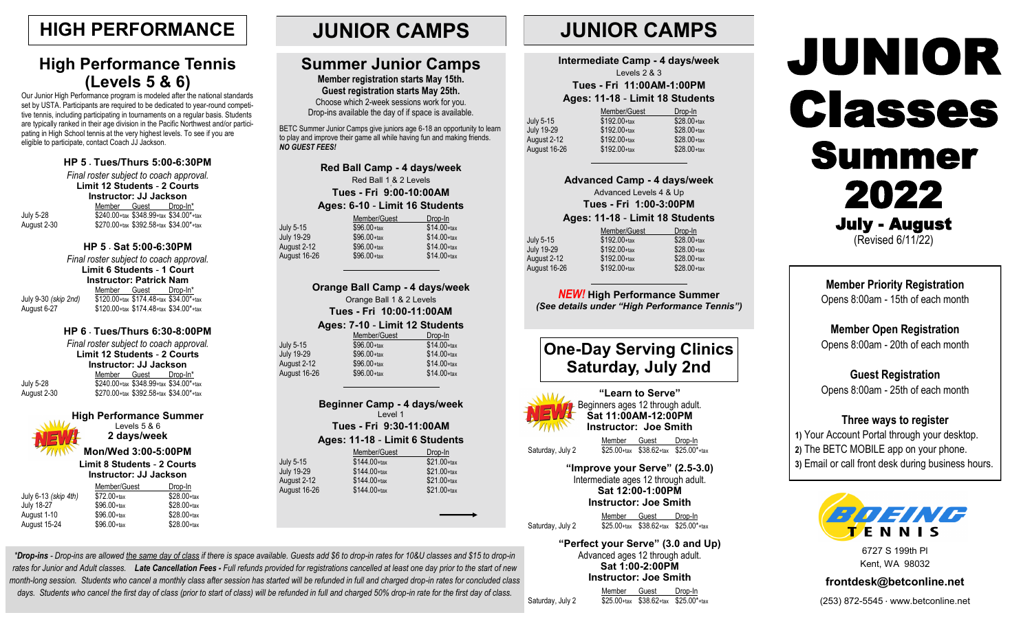# HIGH PERFORMANCE

## High Performance Tennis (Levels 5 & 6)

Our Junior High Performance program is modeled after the national standards set by USTA. Participants are required to be dedicated to year-round competitive tennis, including participating in tournaments on a regular basis. Students are typically ranked in their age division in the Pacific Northwest and/or participating in High School tennis at the very highest levels. To see if you are eligible to participate, contact Coach JJ Jackson.

### HP 5 - Tues/Thurs 5:00-6:30PM

*Final roster subject to coach approval.*
**Limit 12 Students - 2 Courts**
**Instructor: JJ Jackson**

| | Member | Guest | Drop-In* |
|---|---|---|---|
| July 5-28 | $240.00+tax | $348.99+tax | $34.00*+tax |
| August 2-30 | $270.00+tax | $392.58+tax | $34.00*+tax |

### HP 5 - Sat 5:00-6:30PM

*Final roster subject to coach approval.*
**Limit 6 Students - 1 Court**
**Instructor: Patrick Nam**

| | Member | Guest | Drop-In* |
|---|---|---|---|
| July 9-30 *(skip 2nd)* | $120.00+tax | $174.48+tax | $34.00*+tax |
| August 6-27 | $120.00+tax | $174.48+tax | $34.00*+tax |

### HP 6 - Tues/Thurs 6:30-8:00PM

*Final roster subject to coach approval.*
**Limit 12 Students - 2 Courts**
**Instructor: JJ Jackson**

| | Member | Guest | Drop-In* |
|---|---|---|---|
| July 5-28 | $240.00+tax | $348.99+tax | $34.00*+tax |
| August 2-30 | $270.00+tax | $392.58+tax | $34.00*+tax |

### NEW! High Performance Summer

Levels 5 & 6
**2 days/week**
**Mon/Wed 3:00-5:00PM**
**Limit 8 Students - 2 Courts**
**Instructor: JJ Jackson**

| | Member/Guest | Drop-In |
|---|---|---|
| July 6-13 *(skip 4th)* | $72.00+tax | $28.00+tax |
| July 18-27 | $96.00+tax | $28.00+tax |
| August 1-10 | $96.00+tax | $28.00+tax |
| August 15-24 | $96.00+tax | $28.00+tax |

# JUNIOR CAMPS

## Summer Junior Camps

**Member registration starts May 15th.**
**Guest registration starts May 25th.**
Choose which 2-week sessions work for you.
Drop-ins available the day of if space is available.

BETC Summer Junior Camps give juniors age 6-18 an opportunity to learn to play and improve their game all while having fun and making friends. ***NO GUEST FEES!***

### Red Ball Camp - 4 days/week

Red Ball 1 & 2 Levels
**Tues - Fri 9:00-10:00AM**
**Ages: 6-10 - Limit 16 Students**

| | Member/Guest | Drop-In |
|---|---|---|
| July 5-15 | $96.00+tax | $14.00+tax |
| July 19-29 | $96.00+tax | $14.00+tax |
| August 2-12 | $96.00+tax | $14.00+tax |
| August 16-26 | $96.00+tax | $14.00+tax |

### Orange Ball Camp - 4 days/week

Orange Ball 1 & 2 Levels
**Tues - Fri 10:00-11:00AM**
**Ages: 7-10 - Limit 12 Students**

| | Member/Guest | Drop-In |
|---|---|---|
| July 5-15 | $96.00+tax | $14.00+tax |
| July 19-29 | $96.00+tax | $14.00+tax |
| August 2-12 | $96.00+tax | $14.00+tax |
| August 16-26 | $96.00+tax | $14.00+tax |

### Beginner Camp - 4 days/week

Level 1
**Tues - Fri 9:30-11:00AM**
**Ages: 11-18 - Limit 6 Students**

| | Member/Guest | Drop-In |
|---|---|---|
| July 5-15 | $144.00+tax | $21.00+tax |
| July 19-29 | $144.00+tax | $21.00+tax |
| August 2-12 | $144.00+tax | $21.00+tax |
| August 16-26 | $144.00+tax | $21.00+tax |

### Intermediate Camp - 4 days/week

Levels 2 & 3
**Tues - Fri 11:00AM-1:00PM**
**Ages: 11-18 - Limit 18 Students**

| | Member/Guest | Drop-In |
|---|---|---|
| July 5-15 | $192.00+tax | $28.00+tax |
| July 19-29 | $192.00+tax | $28.00+tax |
| August 2-12 | $192.00+tax | $28.00+tax |
| August 16-26 | $192.00+tax | $28.00+tax |

### Advanced Camp - 4 days/week

Advanced Levels 4 & Up
**Tues - Fri 1:00-3:00PM**
**Ages: 11-18 - Limit 18 Students**

| | Member/Guest | Drop-In |
|---|---|---|
| July 5-15 | $192.00+tax | $28.00+tax |
| July 19-29 | $192.00+tax | $28.00+tax |
| August 2-12 | $192.00+tax | $28.00+tax |
| August 16-26 | $192.00+tax | $28.00+tax |

***NEW!* High Performance Summer**
***(See details under "High Performance Tennis")***

## One-Day Serving Clinics Saturday, July 2nd

### NEW! "Learn to Serve"

Beginners ages 12 through adult.
**Sat 11:00AM-12:00PM**
**Instructor: Joe Smith**

| | Member | Guest | Drop-In |
|---|---|---|---|
| Saturday, July 2 | $25.00+tax | $38.62+tax | $25.00*+tax |

### "Improve your Serve" (2.5-3.0)

Intermediate ages 12 through adult.
**Sat 12:00-1:00PM**
**Instructor: Joe Smith**

| | Member | Guest | Drop-In |
|---|---|---|---|
| Saturday, July 2 | $25.00+tax | $38.62+tax | $25.00*+tax |

### "Perfect your Serve" (3.0 and Up)

Advanced ages 12 through adult.
**Sat 1:00-2:00PM**
**Instructor: Joe Smith**

| | Member | Guest | Drop-In |
|---|---|---|---|
| Saturday, July 2 | $25.00+tax | $38.62+tax | $25.00*+tax |

*\*Drop-ins - Drop-ins are allowed the same day of class if there is space available. Guests add $6 to drop-in rates for 10&U classes and $15 to drop-in rates for Junior and Adult classes. **Late Cancellation Fees -** Full refunds provided for registrations cancelled at least one day prior to the start of new month-long session. Students who cancel a monthly class after session has started will be refunded in full and charged drop-in rates for concluded class days. Students who cancel the first day of class (prior to start of class) will be refunded in full and charged 50% drop-in rate for the first day of class.*

# JUNIOR Classes Summer 2022

**July - August**
(Revised 6/11/22)

**Member Priority Registration**
Opens 8:00am - 15th of each month

**Member Open Registration**
Opens 8:00am - 20th of each month

**Guest Registration**
Opens 8:00am - 25th of each month

**Three ways to register**
1) Your Account Portal through your desktop.
2) The BETC MOBILE app on your phone.
3) Email or call front desk during business hours.

BOEING TENNIS

6727 S 199th Pl
Kent, WA 98032

**frontdesk@betconline.net**

(253) 872-5545 · www.betconline.net